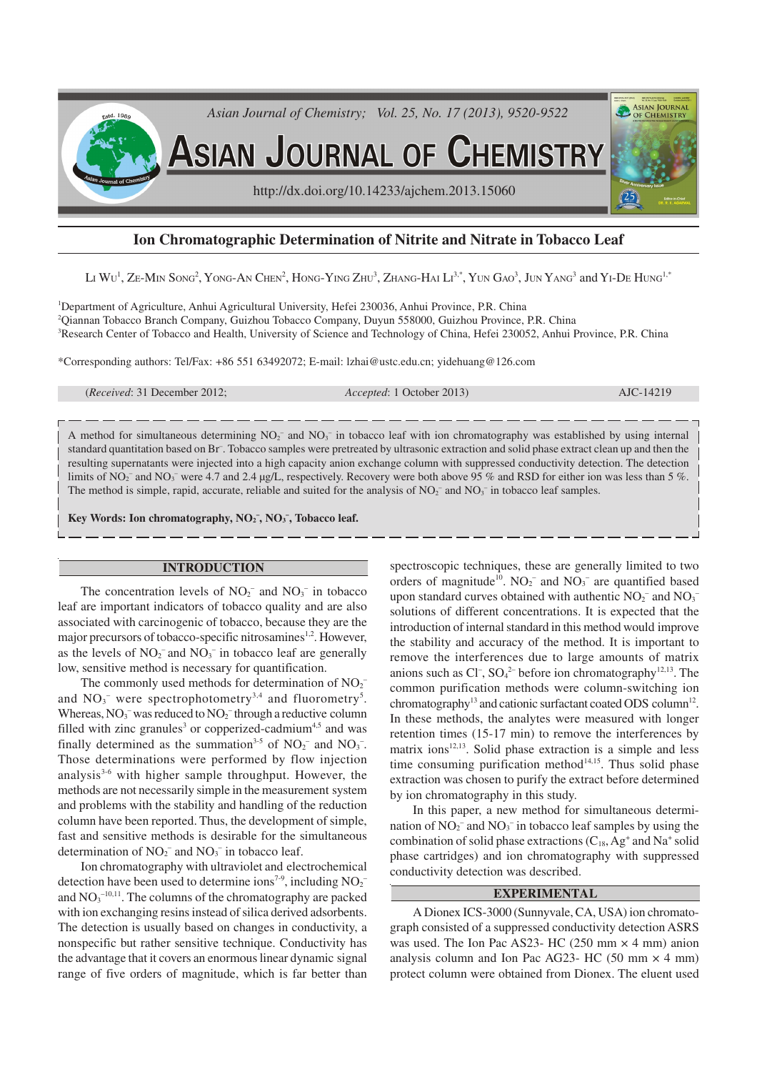# Ion Chromatographic Determination of Nitrite and Nitrate in Tobacco Leaf

Li Wu[1], Ze-Min Song[2], Yong-An Chen[2], Hong-Ying Zhu[3], Zhang-Hai Li[3,*], Yun Gao[3], Jun Yang[3] and Yi-De Hung[1,*]

[1]Department of Agriculture, Anhui Agricultural University, Hefei 230036, Anhui Province, P.R. China
[2]Qiannan Tobacco Branch Company, Guizhou Tobacco Company, Duyun 558000, Guizhou Province, P.R. China
[3]Research Center of Tobacco and Health, University of Science and Technology of China, Hefei 230052, Anhui Province, P.R. China

*Corresponding authors: Tel/Fax: +86 551 63492072; E-mail: lzhai@ustc.edu.cn; yidehuang@126.com

(*Received*: 31 December 2012; *Accepted*: 1 October 2013) AJC-14219

A method for simultaneous determining $NO_2^-$ and $NO_3^-$ in tobacco leaf with ion chromatography was established by using internal standard quantitation based on $Br^-$. Tobacco samples were pretreated by ultrasonic extraction and solid phase extract clean up and then the resulting supernatants were injected into a high capacity anion exchange column with suppressed conductivity detection. The detection limits of $NO_2^-$ and $NO_3^-$ were 4.7 and 2.4 μg/L, respectively. Recovery were both above 95 % and RSD for either ion was less than 5 %. The method is simple, rapid, accurate, reliable and suited for the analysis of $NO_2^-$ and $NO_3^-$ in tobacco leaf samples.

**Key Words: Ion chromatography, $NO_2^-$, $NO_3^-$, Tobacco leaf.**

## INTRODUCTION

The concentration levels of $NO_2^-$ and $NO_3^-$ in tobacco leaf are important indicators of tobacco quality and are also associated with carcinogenic of tobacco, because they are the major precursors of tobacco-specific nitrosamines[1,2]. However, as the levels of $NO_2^-$ and $NO_3^-$ in tobacco leaf are generally low, sensitive method is necessary for quantification.

The commonly used methods for determination of $NO_2^-$ and $NO_3^-$ were spectrophotometry[3,4] and fluorometry[5]. Whereas, $NO_3^-$ was reduced to $NO_2^-$ through a reductive column filled with zinc granules[3] or copperized-cadmium[4,5] and was finally determined as the summation[3-5] of $NO_2^-$ and $NO_3^-$. Those determinations were performed by flow injection analysis[3-6] with higher sample throughput. However, the methods are not necessarily simple in the measurement system and problems with the stability and handling of the reduction column have been reported. Thus, the development of simple, fast and sensitive methods is desirable for the simultaneous determination of $NO_2^-$ and $NO_3^-$ in tobacco leaf.

Ion chromatography with ultraviolet and electrochemical detection have been used to determine ions[7-9], including $NO_2^-$ and $NO_3^-$[10,11]. The columns of the chromatography are packed with ion exchanging resins instead of silica derived adsorbents. The detection is usually based on changes in conductivity, a nonspecific but rather sensitive technique. Conductivity has the advantage that it covers an enormous linear dynamic signal range of five orders of magnitude, which is far better than spectroscopic techniques, these are generally limited to two orders of magnitude[10]. $NO_2^-$ and $NO_3^-$ are quantified based upon standard curves obtained with authentic $NO_2^-$ and $NO_3^-$ solutions of different concentrations. It is expected that the introduction of internal standard in this method would improve the stability and accuracy of the method. It is important to remove the interferences due to large amounts of matrix anions such as $Cl^-$, $SO_4^{2-}$ before ion chromatography[12,13]. The common purification methods were column-switching ion chromatography[13] and cationic surfactant coated ODS column[12]. In these methods, the analytes were measured with longer retention times (15-17 min) to remove the interferences by matrix ions[12,13]. Solid phase extraction is a simple and less time consuming purification method[14,15]. Thus solid phase extraction was chosen to purify the extract before determined by ion chromatography in this study.

In this paper, a new method for simultaneous determination of $NO_2^-$ and $NO_3^-$ in tobacco leaf samples by using the combination of solid phase extractions ($C_{18}$, $Ag^+$ and $Na^+$ solid phase cartridges) and ion chromatography with suppressed conductivity detection was described.

## EXPERIMENTAL

A Dionex ICS-3000 (Sunnyvale, CA, USA) ion chromatograph consisted of a suppressed conductivity detection ASRS was used. The Ion Pac AS23- HC (250 mm × 4 mm) anion analysis column and Ion Pac AG23- HC (50 mm × 4 mm) protect column were obtained from Dionex. The eluent used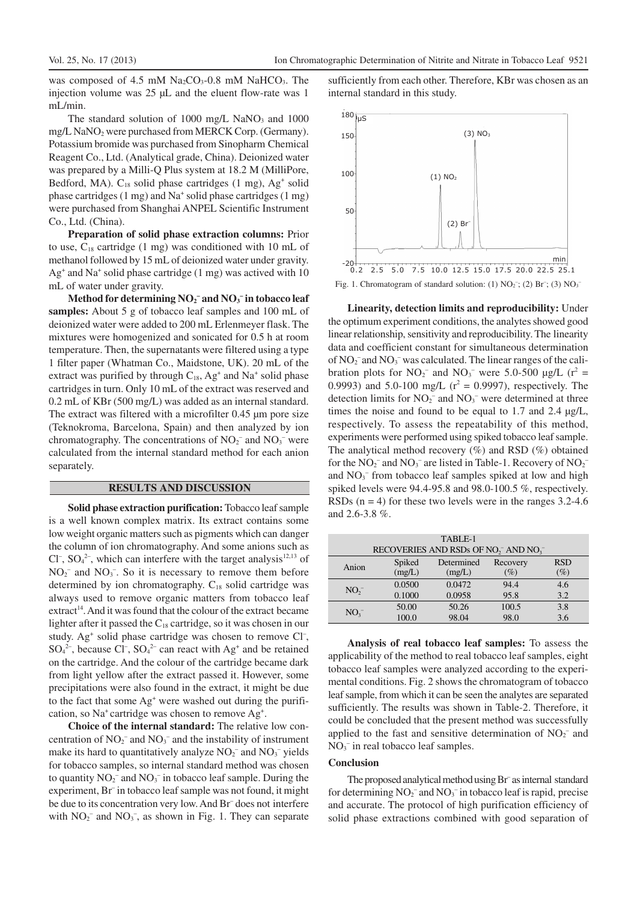was composed of 4.5 mM $Na_2CO_3$-0.8 mM $NaHCO_3$. The injection volume was 25 μL and the eluent flow-rate was 1 mL/min.

The standard solution of 1000 mg/L $NaNO_3$ and 1000 mg/L $NaNO_2$ were purchased from MERCK Corp. (Germany). Potassium bromide was purchased from Sinopharm Chemical Reagent Co., Ltd. (Analytical grade, China). Deionized water was prepared by a Milli-Q Plus system at 18.2 M (MilliPore, Bedford, MA). $C_{18}$ solid phase cartridges (1 mg), $Ag^+$ solid phase cartridges (1 mg) and $Na^+$ solid phase cartridges (1 mg) were purchased from Shanghai ANPEL Scientific Instrument Co., Ltd. (China).

**Preparation of solid phase extraction columns:** Prior to use, $C_{18}$ cartridge (1 mg) was conditioned with 10 mL of methanol followed by 15 mL of deionized water under gravity. $Ag^+$ and $Na^+$ solid phase cartridge (1 mg) was actived with 10 mL of water under gravity.

**Method for determining $NO_2^-$ and $NO_3^-$ in tobacco leaf samples:** About 5 g of tobacco leaf samples and 100 mL of deionized water were added to 200 mL Erlenmeyer flask. The mixtures were homogenized and sonicated for 0.5 h at room temperature. Then, the supernatants were filtered using a type 1 filter paper (Whatman Co., Maidstone, UK). 20 mL of the extract was purified by through $C_{18}$, $Ag^+$ and $Na^+$ solid phase cartridges in turn. Only 10 mL of the extract was reserved and 0.2 mL of KBr (500 mg/L) was added as an internal standard. The extract was filtered with a microfilter 0.45 μm pore size (Teknokroma, Barcelona, Spain) and then analyzed by ion chromatography. The concentrations of $NO_2^-$ and $NO_3^-$ were calculated from the internal standard method for each anion separately.

## RESULTS AND DISCUSSION

**Solid phase extraction purification:** Tobacco leaf sample is a well known complex matrix. Its extract contains some low weight organic matters such as pigments which can danger the column of ion chromatography. And some anions such as $Cl^-$, $SO_4^{2-}$, which can interfere with the target analysis[12,13] of $NO_2^-$ and $NO_3^-$. So it is necessary to remove them before determined by ion chromatography. $C_{18}$ solid cartridge was always used to remove organic matters from tobacco leaf extract[14]. And it was found that the colour of the extract became lighter after it passed the $C_{18}$ cartridge, so it was chosen in our study. $Ag^+$ solid phase cartridge was chosen to remove $Cl^-$, $SO_4^{2-}$, because $Cl^-$, $SO_4^{2-}$ can react with $Ag^+$ and be retained on the cartridge. And the colour of the cartridge became dark from light yellow after the extract passed it. However, some precipitations were also found in the extract, it might be due to the fact that some $Ag^+$ were washed out during the purification, so $Na^+$ cartridge was chosen to remove $Ag^+$.

**Choice of the internal standard:** The relative low concentration of $NO_2^-$ and $NO_3^-$ and the instability of instrument make its hard to quantitatively analyze $NO_2^-$ and $NO_3^-$ yields for tobacco samples, so internal standard method was chosen to quantify $NO_2^-$ and $NO_3^-$ in tobacco leaf sample. During the experiment, $Br^-$ in tobacco leaf sample was not found, it might be due to its concentration very low. And $Br^-$ does not interfere with $NO_2^-$ and $NO_3^-$, as shown in Fig. 1. They can separate sufficiently from each other. Therefore, KBr was chosen as an internal standard in this study.

Fig. 1. Chromatogram of standard solution: (1) $NO_2^-$; (2) $Br^-$; (3) $NO_3^-$

**Linearity, detection limits and reproducibility:** Under the optimum experiment conditions, the analytes showed good linear relationship, sensitivity and reproducibility. The linearity data and coefficient constant for simultaneous determination of $NO_2^-$ and $NO_3^-$ was calculated. The linear ranges of the calibration plots for $NO_2^-$ and $NO_3^-$ were 5.0-500 μg/L ($r^2$ = 0.9993) and 5.0-100 mg/L ($r^2$ = 0.9997), respectively. The detection limits for $NO_2^-$ and $NO_3^-$ were determined at three times the noise and found to be equal to 1.7 and 2.4 μg/L, respectively. To assess the repeatability of this method, experiments were performed using spiked tobacco leaf sample. The analytical method recovery (%) and RSD (%) obtained for the $NO_2^-$ and $NO_3^-$ are listed in Table-1. Recovery of $NO_2^-$ and $NO_3^-$ from tobacco leaf samples spiked at low and high spiked levels were 94.4-95.8 and 98.0-100.5 %, respectively. RSDs (n = 4) for these two levels were in the ranges 3.2-4.6 and 2.6-3.8 %.

TABLE-1
RECOVERIES AND RSDs OF $NO_2^-$ AND $NO_3^-$

| Anion | Spiked (mg/L) | Determined (mg/L) | Recovery (%) | RSD (%) |
|---|---|---|---|---|
| $NO_2^-$ | 0.0500 | 0.0472 | 94.4 | 4.6 |
| | 0.1000 | 0.0958 | 95.8 | 3.2 |
| $NO_3^-$ | 50.00 | 50.26 | 100.5 | 3.8 |
| | 100.0 | 98.04 | 98.0 | 3.6 |

**Analysis of real tobacco leaf samples:** To assess the applicability of the method to real tobacco leaf samples, eight tobacco leaf samples were analyzed according to the experimental conditions. Fig. 2 shows the chromatogram of tobacco leaf sample, from which it can be seen the analytes are separated sufficiently. The results was shown in Table-2. Therefore, it could be concluded that the present method was successfully applied to the fast and sensitive determination of $NO_2^-$ and $NO_3^-$ in real tobacco leaf samples.

### Conclusion

The proposed analytical method using $Br^-$ as internal standard for determining $NO_2^-$ and $NO_3^-$ in tobacco leaf is rapid, precise and accurate. The protocol of high purification efficiency of solid phase extractions combined with good separation of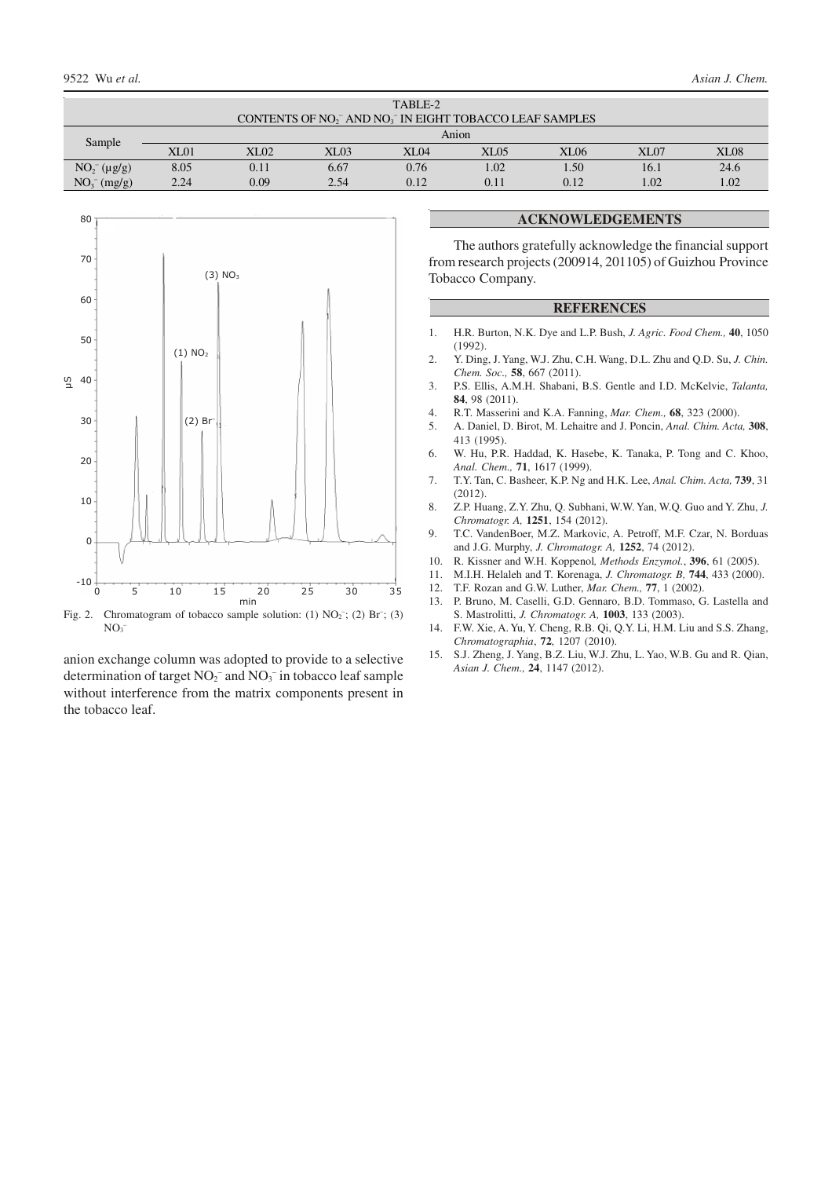TABLE-2
CONTENTS OF $NO_2^-$ AND $NO_3^-$ IN EIGHT TOBACCO LEAF SAMPLES

| Sample | Anion | | | | | | | |
|---|---|---|---|---|---|---|---|---|
| | XL01 | XL02 | XL03 | XL04 | XL05 | XL06 | XL07 | XL08 |
| $NO_2^-$ (μg/g) | 8.05 | 0.11 | 6.67 | 0.76 | 1.02 | 1.50 | 16.1 | 24.6 |
| $NO_3^-$ (mg/g) | 2.24 | 0.09 | 2.54 | 0.12 | 0.11 | 0.12 | 1.02 | 1.02 |

80
70
60
50
40
30
20
10
0
-10
μS
0 5 10 15 20 25 30 35
min
(1) $NO_2$
(2) $Br^-$
(3) $NO_3$

Fig. 2. Chromatogram of tobacco sample solution: (1) $NO_2^-$; (2) $Br^-$; (3) $NO_3^-$

anion exchange column was adopted to provide to a selective determination of target $NO_2^-$ and $NO_3^-$ in tobacco leaf sample without interference from the matrix components present in the tobacco leaf.

## ACKNOWLEDGEMENTS

The authors gratefully acknowledge the financial support from research projects (200914, 201105) of Guizhou Province Tobacco Company.

## REFERENCES

1. H.R. Burton, N.K. Dye and L.P. Bush, *J. Agric. Food Chem.,* **40**, 1050 (1992).
2. Y. Ding, J. Yang, W.J. Zhu, C.H. Wang, D.L. Zhu and Q.D. Su, *J. Chin. Chem. Soc.,* **58**, 667 (2011).
3. P.S. Ellis, A.M.H. Shabani, B.S. Gentle and I.D. McKelvie, *Talanta,* **84**, 98 (2011).
4. R.T. Masserini and K.A. Fanning, *Mar. Chem.,* **68**, 323 (2000).
5. A. Daniel, D. Birot, M. Lehaitre and J. Poncin, *Anal. Chim. Acta,* **308**, 413 (1995).
6. W. Hu, P.R. Haddad, K. Hasebe, K. Tanaka, P. Tong and C. Khoo, *Anal. Chem.,* **71**, 1617 (1999).
7. T.Y. Tan, C. Basheer, K.P. Ng and H.K. Lee, *Anal. Chim. Acta,* **739**, 31 (2012).
8. Z.P. Huang, Z.Y. Zhu, Q. Subhani, W.W. Yan, W.Q. Guo and Y. Zhu, *J. Chromatogr. A,* **1251**, 154 (2012).
9. T.C. VandenBoer, M.Z. Markovic, A. Petroff, M.F. Czar, N. Borduas and J.G. Murphy, *J. Chromatogr. A,* **1252**, 74 (2012).
10. R. Kissner and W.H. Koppenol, *Methods Enzymol.*, **396**, 61 (2005).
11. M.I.H. Helaleh and T. Korenaga, *J. Chromatogr. B,* **744**, 433 (2000).
12. T.F. Rozan and G.W. Luther, *Mar. Chem.,* **77**, 1 (2002).
13. P. Bruno, M. Caselli, G.D. Gennaro, B.D. Tommaso, G. Lastella and S. Mastrolitti, *J. Chromatogr. A,* **1003**, 133 (2003).
14. F.W. Xie, A. Yu, Y. Cheng, R.B. Qi, Q.Y. Li, H.M. Liu and S.S. Zhang, *Chromatographia*, **72**, 1207 (2010).
15. S.J. Zheng, J. Yang, B.Z. Liu, W.J. Zhu, L. Yao, W.B. Gu and R. Qian, *Asian J. Chem.,* **24**, 1147 (2012).